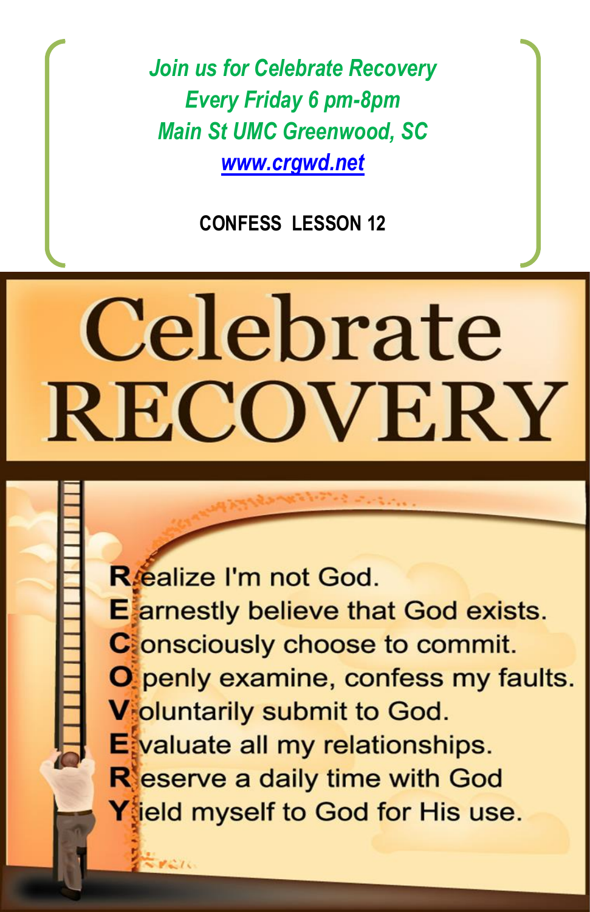*Join us for Celebrate Recovery*
*Every Friday 6 pm-8pm*
*Main St UMC Greenwood, SC*
*[www.crgwd.net](http://www.crgwd.net)*

**CONFESS LESSON 12**

# Celebrate RECOVERY

**R**ealize I'm not God.
**E**arnestly believe that God exists.
**C**onsciously choose to commit.
**O**penly examine, confess my faults.
**V**oluntarily submit to God.
**E**valuate all my relationships.
**R**eserve a daily time with God
**Y**ield myself to God for His use.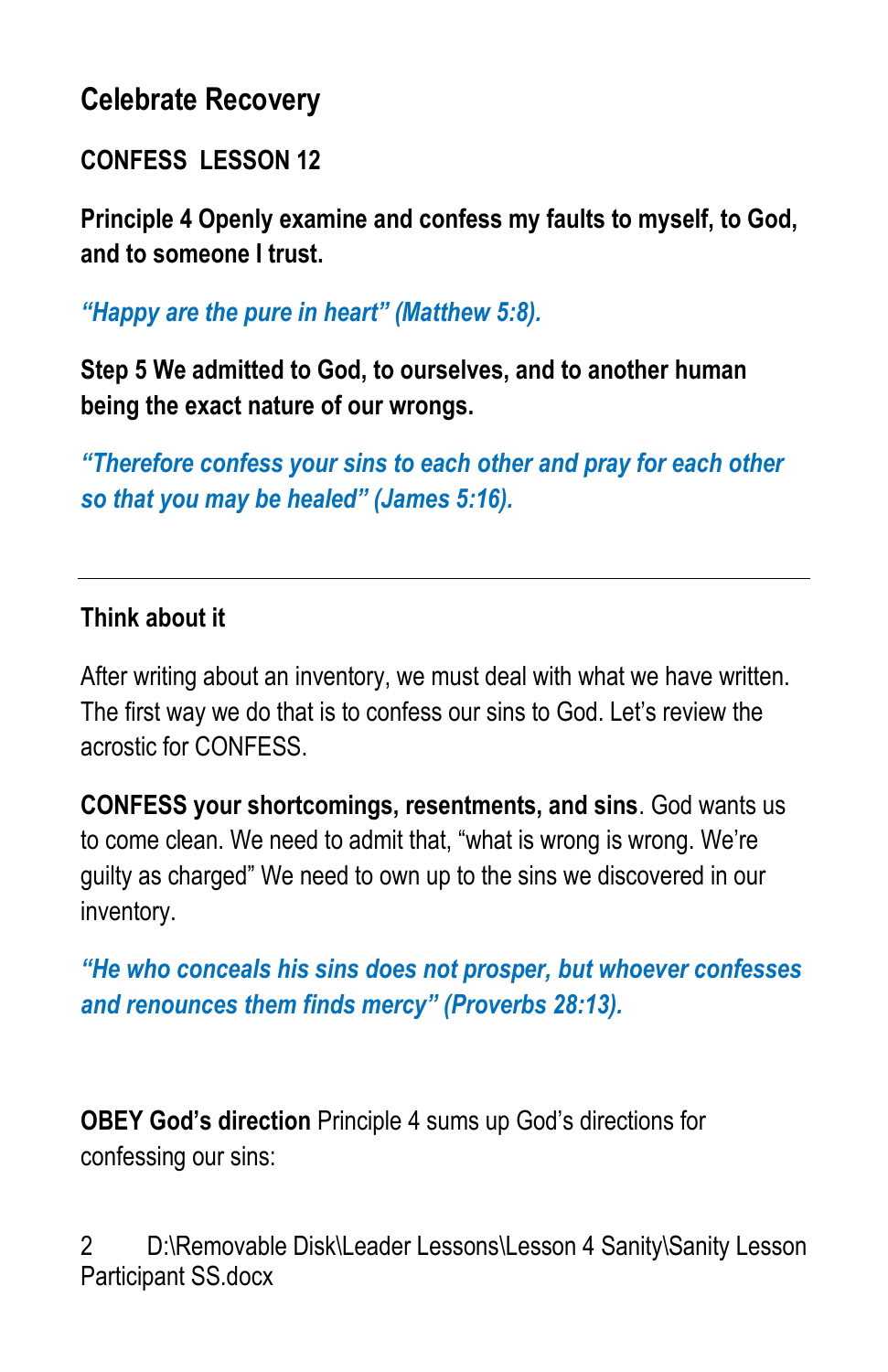## Celebrate Recovery

**CONFESS LESSON 12**

**Principle 4 Openly examine and confess my faults to myself, to God, and to someone I trust.**

***"Happy are the pure in heart" (Matthew 5:8).***

**Step 5 We admitted to God, to ourselves, and to another human being the exact nature of our wrongs.**

***"Therefore confess your sins to each other and pray for each other so that you may be healed" (James 5:16).***

---

**Think about it**

After writing about an inventory, we must deal with what we have written. The first way we do that is to confess our sins to God. Let's review the acrostic for CONFESS.

**CONFESS your shortcomings, resentments, and sins**. God wants us to come clean. We need to admit that, "what is wrong is wrong. We're guilty as charged" We need to own up to the sins we discovered in our inventory.

***"He who conceals his sins does not prosper, but whoever confesses and renounces them finds mercy" (Proverbs 28:13).***

**OBEY God's direction** Principle 4 sums up God's directions for confessing our sins: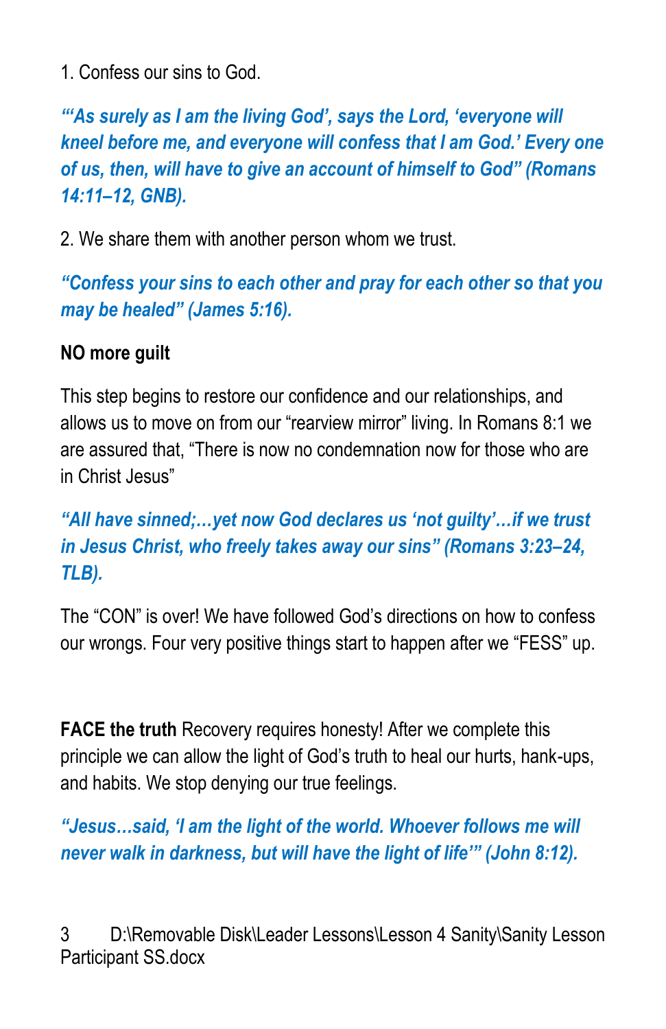1. Confess our sins to God.

***"'As surely as I am the living God', says the Lord, 'everyone will kneel before me, and everyone will confess that I am God.' Every one of us, then, will have to give an account of himself to God" (Romans 14:11–12, GNB).***

2. We share them with another person whom we trust.

***"Confess your sins to each other and pray for each other so that you may be healed" (James 5:16).***

**NO more guilt**

This step begins to restore our confidence and our relationships, and allows us to move on from our "rearview mirror" living. In Romans 8:1 we are assured that, "There is now no condemnation now for those who are in Christ Jesus"

***"All have sinned;…yet now God declares us 'not guilty'…if we trust in Jesus Christ, who freely takes away our sins" (Romans 3:23–24, TLB).***

The "CON" is over! We have followed God's directions on how to confess our wrongs. Four very positive things start to happen after we "FESS" up.

**FACE the truth** Recovery requires honesty! After we complete this principle we can allow the light of God's truth to heal our hurts, hank-ups, and habits. We stop denying our true feelings.

***"Jesus…said, 'I am the light of the world. Whoever follows me will never walk in darkness, but will have the light of life'" (John 8:12).***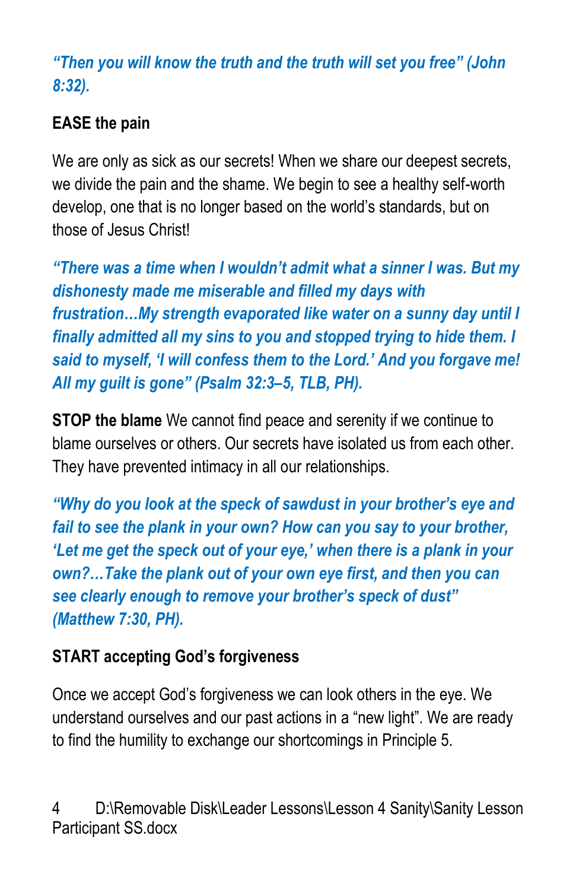*“Then you will know the truth and the truth will set you free” (John 8:32).*

**EASE the pain**

We are only as sick as our secrets! When we share our deepest secrets, we divide the pain and the shame. We begin to see a healthy self-worth develop, one that is no longer based on the world’s standards, but on those of Jesus Christ!

*“There was a time when I wouldn’t admit what a sinner I was. But my dishonesty made me miserable and filled my days with frustration…My strength evaporated like water on a sunny day until I finally admitted all my sins to you and stopped trying to hide them. I said to myself, ‘I will confess them to the Lord.’ And you forgave me! All my guilt is gone” (Psalm 32:3–5, TLB, PH).*

**STOP the blame** We cannot find peace and serenity if we continue to blame ourselves or others. Our secrets have isolated us from each other. They have prevented intimacy in all our relationships.

*“Why do you look at the speck of sawdust in your brother’s eye and fail to see the plank in your own? How can you say to your brother, ‘Let me get the speck out of your eye,’ when there is a plank in your own?…Take the plank out of your own eye first, and then you can see clearly enough to remove your brother’s speck of dust” (Matthew 7:30, PH).*

**START accepting God’s forgiveness**

Once we accept God’s forgiveness we can look others in the eye. We understand ourselves and our past actions in a “new light”. We are ready to find the humility to exchange our shortcomings in Principle 5.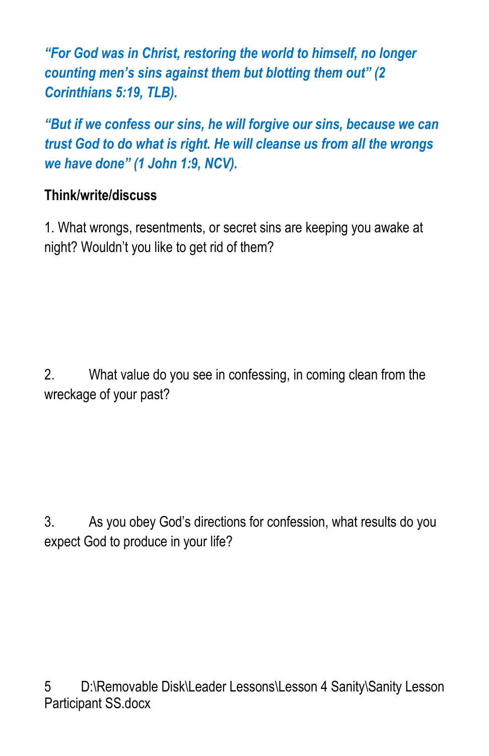***"For God was in Christ, restoring the world to himself, no longer counting men's sins against them but blotting them out" (2 Corinthians 5:19, TLB).***

***"But if we confess our sins, he will forgive our sins, because we can trust God to do what is right. He will cleanse us from all the wrongs we have done" (1 John 1:9, NCV).***

**Think/write/discuss**

1. What wrongs, resentments, or secret sins are keeping you awake at night? Wouldn't you like to get rid of them?

2. What value do you see in confessing, in coming clean from the wreckage of your past?

3. As you obey God's directions for confession, what results do you expect God to produce in your life?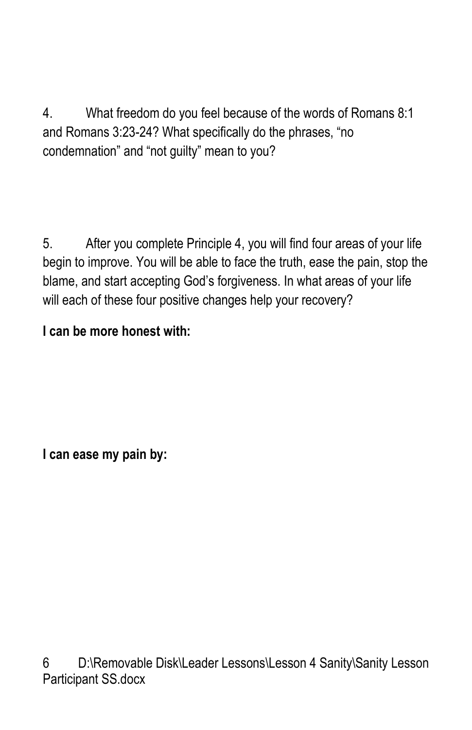4. What freedom do you feel because of the words of Romans 8:1 and Romans 3:23-24? What specifically do the phrases, “no condemnation” and “not guilty” mean to you?

5. After you complete Principle 4, you will find four areas of your life begin to improve. You will be able to face the truth, ease the pain, stop the blame, and start accepting God’s forgiveness. In what areas of your life will each of these four positive changes help your recovery?

**I can be more honest with:**

**I can ease my pain by:**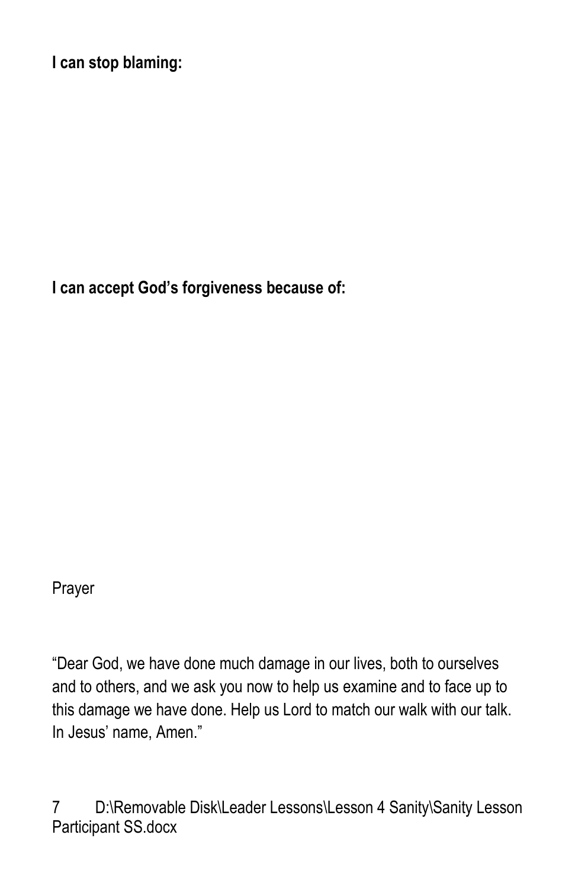**I can stop blaming:**

**I can accept God's forgiveness because of:**

Prayer

"Dear God, we have done much damage in our lives, both to ourselves and to others, and we ask you now to help us examine and to face up to this damage we have done. Help us Lord to match our walk with our talk. In Jesus' name, Amen."